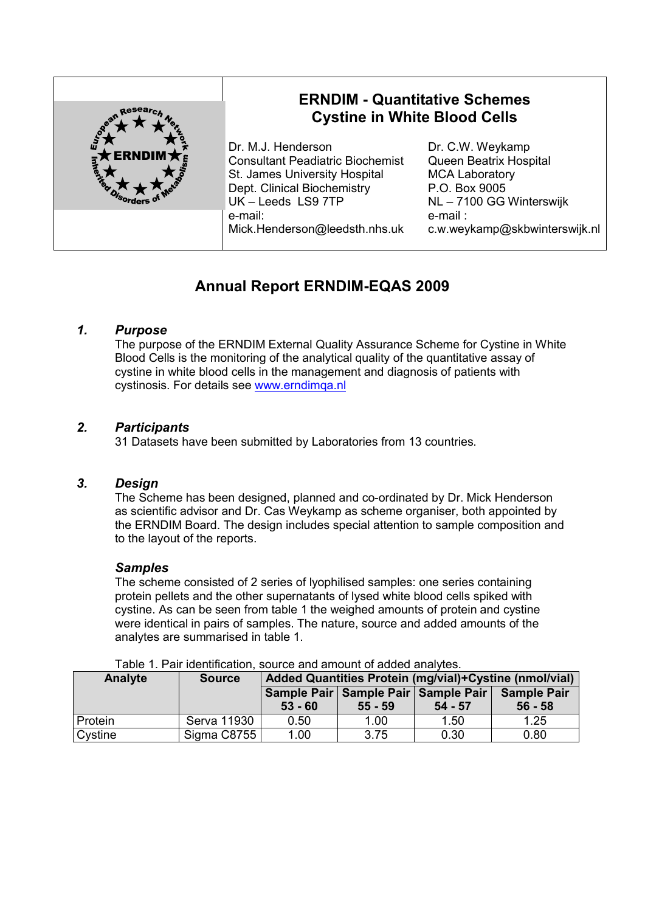# ERNDIM - Quantitative Schemes
# Cystine in White Blood Cells

Dr. M.J. Henderson
Consultant Peadiatric Biochemist
St. James University Hospital
Dept. Clinical Biochemistry
UK – Leeds LS9 7TP
e-mail:
Mick.Henderson@leedsth.nhs.uk

Dr. C.W. Weykamp
Queen Beatrix Hospital
MCA Laboratory
P.O. Box 9005
NL – 7100 GG Winterswijk
e-mail :
c.w.weykamp@skbwinterswijk.nl

## Annual Report ERNDIM-EQAS 2009

### *1. Purpose*

The purpose of the ERNDIM External Quality Assurance Scheme for Cystine in White Blood Cells is the monitoring of the analytical quality of the quantitative assay of cystine in white blood cells in the management and diagnosis of patients with cystinosis. For details see www.erndimqa.nl

### *2. Participants*

31 Datasets have been submitted by Laboratories from 13 countries.

### *3. Design*

The Scheme has been designed, planned and co-ordinated by Dr. Mick Henderson as scientific advisor and Dr. Cas Weykamp as scheme organiser, both appointed by the ERNDIM Board. The design includes special attention to sample composition and to the layout of the reports.

#### *Samples*

The scheme consisted of 2 series of lyophilised samples: one series containing protein pellets and the other supernatants of lysed white blood cells spiked with cystine. As can be seen from table 1 the weighed amounts of protein and cystine were identical in pairs of samples. The nature, source and added amounts of the analytes are summarised in table 1.

Table 1. Pair identification, source and amount of added analytes.

| Analyte | Source | Added Quantities Protein (mg/vial)+Cystine (nmol/vial) | | | |
|---|---|---|---|---|---|
| | | Sample Pair 53 - 60 | Sample Pair 55 - 59 | Sample Pair 54 - 57 | Sample Pair 56 - 58 |
| Protein | Serva 11930 | 0.50 | 1.00 | 1.50 | 1.25 |
| Cystine | Sigma C8755 | 1.00 | 3.75 | 0.30 | 0.80 |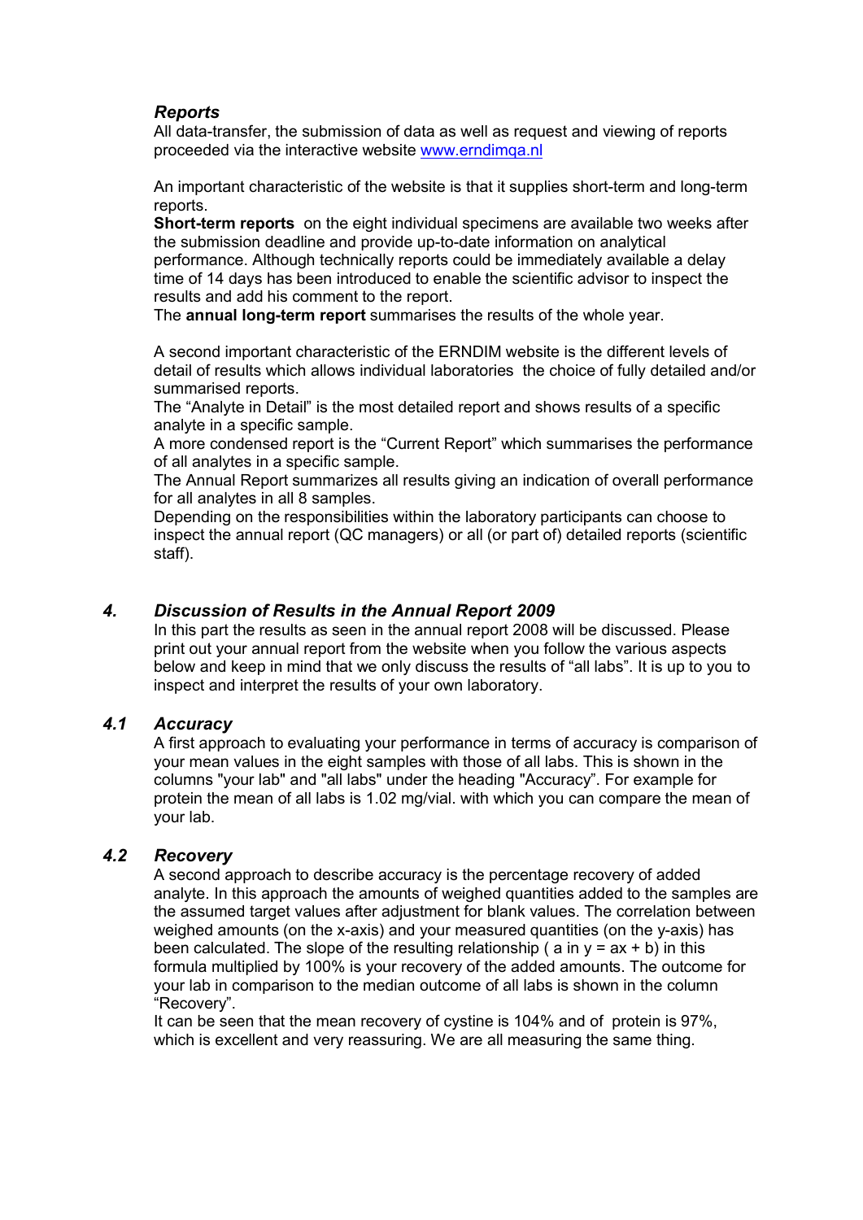### *Reports*

All data-transfer, the submission of data as well as request and viewing of reports proceeded via the interactive website [www.erndimqa.nl](www.erndimqa.nl)

An important characteristic of the website is that it supplies short-term and long-term reports.
**Short-term reports** on the eight individual specimens are available two weeks after the submission deadline and provide up-to-date information on analytical performance. Although technically reports could be immediately available a delay time of 14 days has been introduced to enable the scientific advisor to inspect the results and add his comment to the report.
The **annual long-term report** summarises the results of the whole year.

A second important characteristic of the ERNDIM website is the different levels of detail of results which allows individual laboratories the choice of fully detailed and/or summarised reports.
The “Analyte in Detail” is the most detailed report and shows results of a specific analyte in a specific sample.
A more condensed report is the “Current Report” which summarises the performance of all analytes in a specific sample.
The Annual Report summarizes all results giving an indication of overall performance for all analytes in all 8 samples.
Depending on the responsibilities within the laboratory participants can choose to inspect the annual report (QC managers) or all (or part of) detailed reports (scientific staff).

## *4. Discussion of Results in the Annual Report 2009*

In this part the results as seen in the annual report 2008 will be discussed. Please print out your annual report from the website when you follow the various aspects below and keep in mind that we only discuss the results of “all labs”. It is up to you to inspect and interpret the results of your own laboratory.

### *4.1 Accuracy*

A first approach to evaluating your performance in terms of accuracy is comparison of your mean values in the eight samples with those of all labs. This is shown in the columns "your lab" and "all labs" under the heading "Accuracy”. For example for protein the mean of all labs is 1.02 mg/vial. with which you can compare the mean of your lab.

### *4.2 Recovery*

A second approach to describe accuracy is the percentage recovery of added analyte. In this approach the amounts of weighed quantities added to the samples are the assumed target values after adjustment for blank values. The correlation between weighed amounts (on the x-axis) and your measured quantities (on the y-axis) has been calculated. The slope of the resulting relationship ( a in $y = ax + b$) in this formula multiplied by 100% is your recovery of the added amounts. The outcome for your lab in comparison to the median outcome of all labs is shown in the column “Recovery”.
It can be seen that the mean recovery of cystine is 104% and of protein is 97%, which is excellent and very reassuring. We are all measuring the same thing.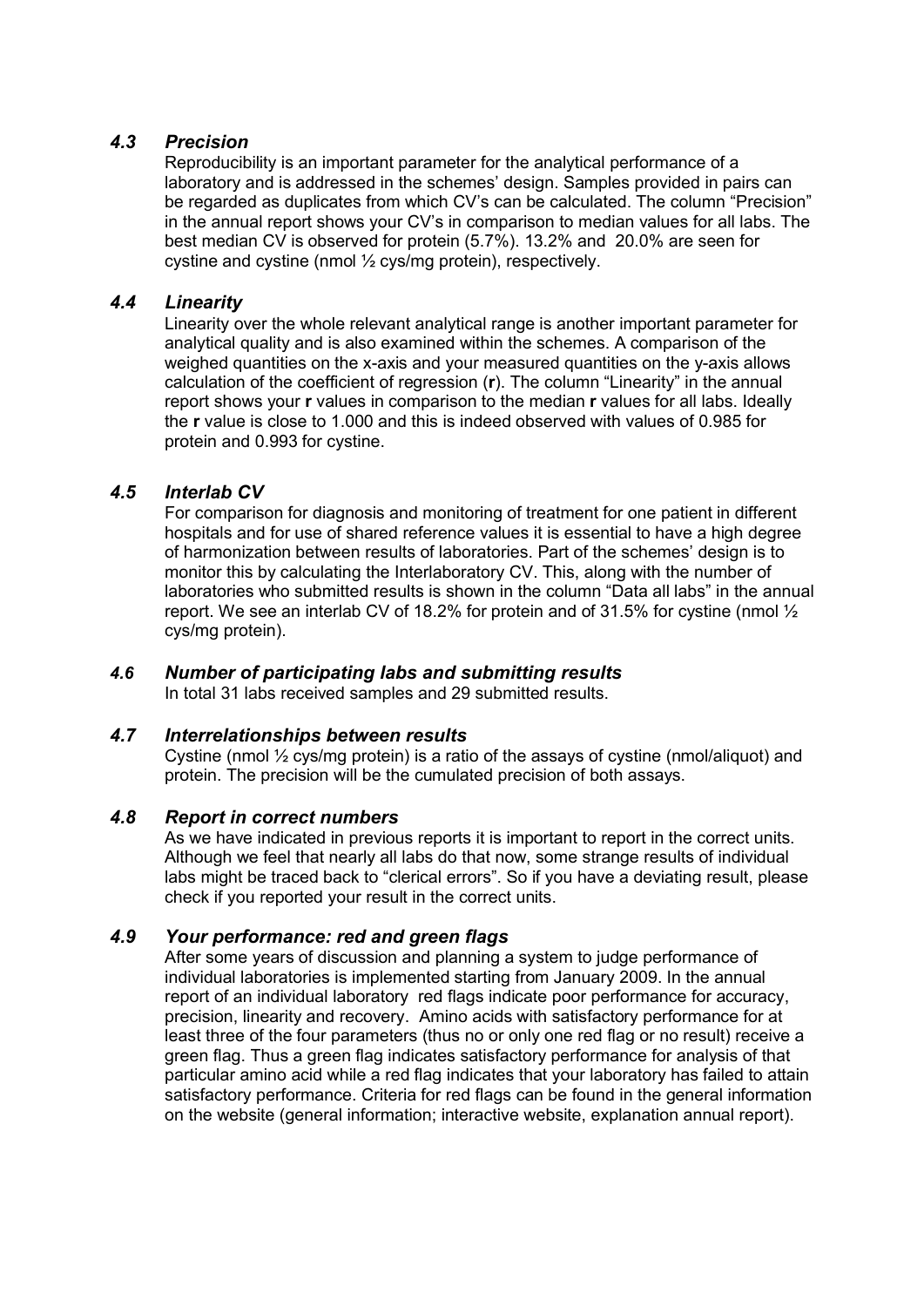### *4.3 Precision*

Reproducibility is an important parameter for the analytical performance of a laboratory and is addressed in the schemes' design. Samples provided in pairs can be regarded as duplicates from which CV's can be calculated. The column "Precision" in the annual report shows your CV's in comparison to median values for all labs. The best median CV is observed for protein (5.7%). 13.2% and 20.0% are seen for cystine and cystine (nmol ½ cys/mg protein), respectively.

### *4.4 Linearity*

Linearity over the whole relevant analytical range is another important parameter for analytical quality and is also examined within the schemes. A comparison of the weighed quantities on the x-axis and your measured quantities on the y-axis allows calculation of the coefficient of regression (**r**). The column "Linearity" in the annual report shows your **r** values in comparison to the median **r** values for all labs. Ideally the **r** value is close to 1.000 and this is indeed observed with values of 0.985 for protein and 0.993 for cystine.

### *4.5 Interlab CV*

For comparison for diagnosis and monitoring of treatment for one patient in different hospitals and for use of shared reference values it is essential to have a high degree of harmonization between results of laboratories. Part of the schemes' design is to monitor this by calculating the Interlaboratory CV. This, along with the number of laboratories who submitted results is shown in the column "Data all labs" in the annual report. We see an interlab CV of 18.2% for protein and of 31.5% for cystine (nmol ½ cys/mg protein).

### *4.6 Number of participating labs and submitting results*

In total 31 labs received samples and 29 submitted results.

### *4.7 Interrelationships between results*

Cystine (nmol ½ cys/mg protein) is a ratio of the assays of cystine (nmol/aliquot) and protein. The precision will be the cumulated precision of both assays.

### *4.8 Report in correct numbers*

As we have indicated in previous reports it is important to report in the correct units. Although we feel that nearly all labs do that now, some strange results of individual labs might be traced back to "clerical errors". So if you have a deviating result, please check if you reported your result in the correct units.

### *4.9 Your performance: red and green flags*

After some years of discussion and planning a system to judge performance of individual laboratories is implemented starting from January 2009. In the annual report of an individual laboratory red flags indicate poor performance for accuracy, precision, linearity and recovery. Amino acids with satisfactory performance for at least three of the four parameters (thus no or only one red flag or no result) receive a green flag. Thus a green flag indicates satisfactory performance for analysis of that particular amino acid while a red flag indicates that your laboratory has failed to attain satisfactory performance. Criteria for red flags can be found in the general information on the website (general information; interactive website, explanation annual report).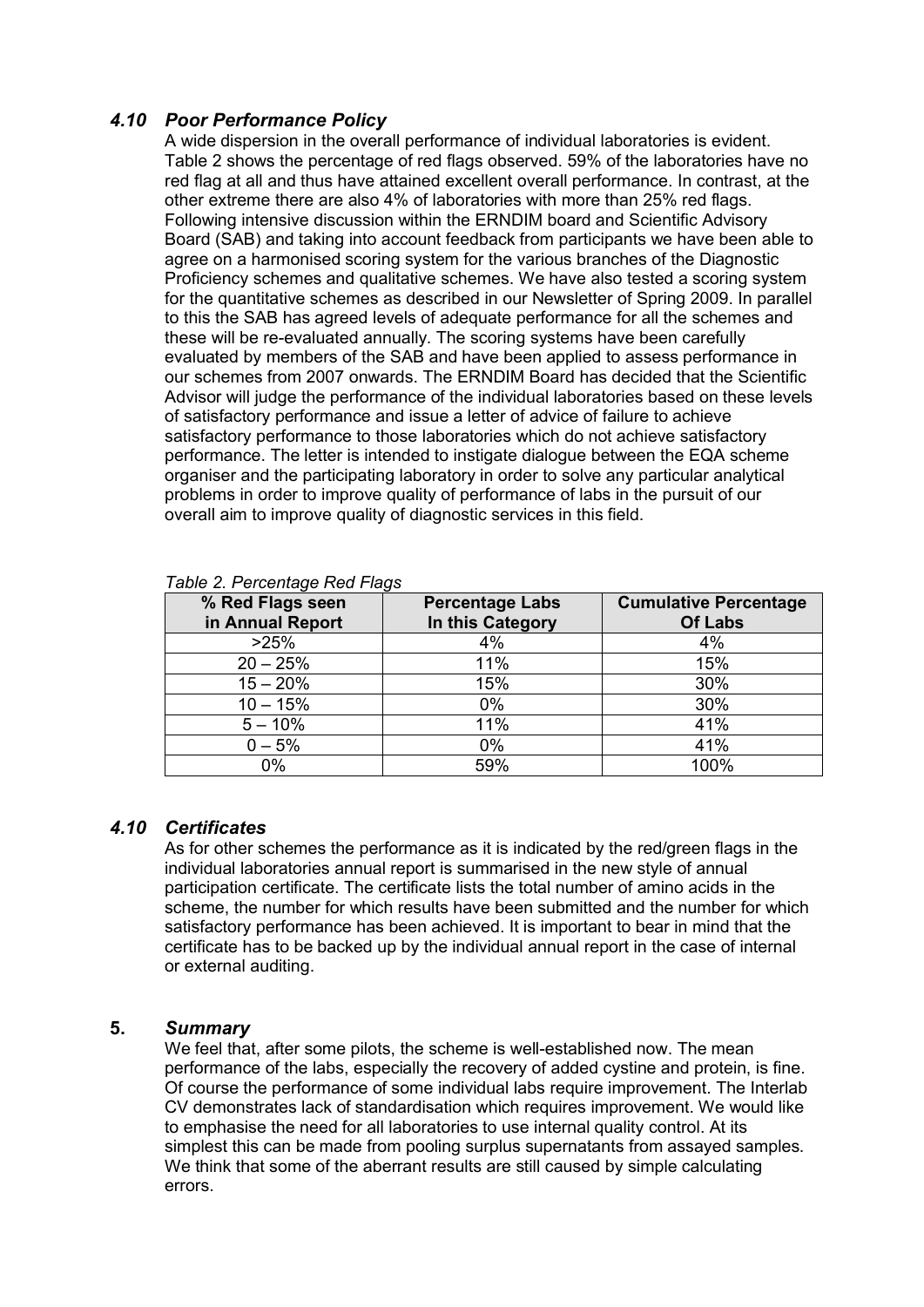### *4.10 Poor Performance Policy*

A wide dispersion in the overall performance of individual laboratories is evident. Table 2 shows the percentage of red flags observed. 59% of the laboratories have no red flag at all and thus have attained excellent overall performance. In contrast, at the other extreme there are also 4% of laboratories with more than 25% red flags. Following intensive discussion within the ERNDIM board and Scientific Advisory Board (SAB) and taking into account feedback from participants we have been able to agree on a harmonised scoring system for the various branches of the Diagnostic Proficiency schemes and qualitative schemes. We have also tested a scoring system for the quantitative schemes as described in our Newsletter of Spring 2009. In parallel to this the SAB has agreed levels of adequate performance for all the schemes and these will be re-evaluated annually. The scoring systems have been carefully evaluated by members of the SAB and have been applied to assess performance in our schemes from 2007 onwards. The ERNDIM Board has decided that the Scientific Advisor will judge the performance of the individual laboratories based on these levels of satisfactory performance and issue a letter of advice of failure to achieve satisfactory performance to those laboratories which do not achieve satisfactory performance. The letter is intended to instigate dialogue between the EQA scheme organiser and the participating laboratory in order to solve any particular analytical problems in order to improve quality of performance of labs in the pursuit of our overall aim to improve quality of diagnostic services in this field.

*Table 2. Percentage Red Flags*

| % Red Flags seen in Annual Report | Percentage Labs In this Category | Cumulative Percentage Of Labs |
|---|---|---|
| >25% | 4% | 4% |
| 20 – 25% | 11% | 15% |
| 15 – 20% | 15% | 30% |
| 10 – 15% | 0% | 30% |
| 5 – 10% | 11% | 41% |
| 0 – 5% | 0% | 41% |
| 0% | 59% | 100% |

### *4.10 Certificates*

As for other schemes the performance as it is indicated by the red/green flags in the individual laboratories annual report is summarised in the new style of annual participation certificate. The certificate lists the total number of amino acids in the scheme, the number for which results have been submitted and the number for which satisfactory performance has been achieved. It is important to bear in mind that the certificate has to be backed up by the individual annual report in the case of internal or external auditing.

## 5. *Summary*

We feel that, after some pilots, the scheme is well-established now. The mean performance of the labs, especially the recovery of added cystine and protein, is fine. Of course the performance of some individual labs require improvement. The Interlab CV demonstrates lack of standardisation which requires improvement. We would like to emphasise the need for all laboratories to use internal quality control. At its simplest this can be made from pooling surplus supernatants from assayed samples. We think that some of the aberrant results are still caused by simple calculating errors.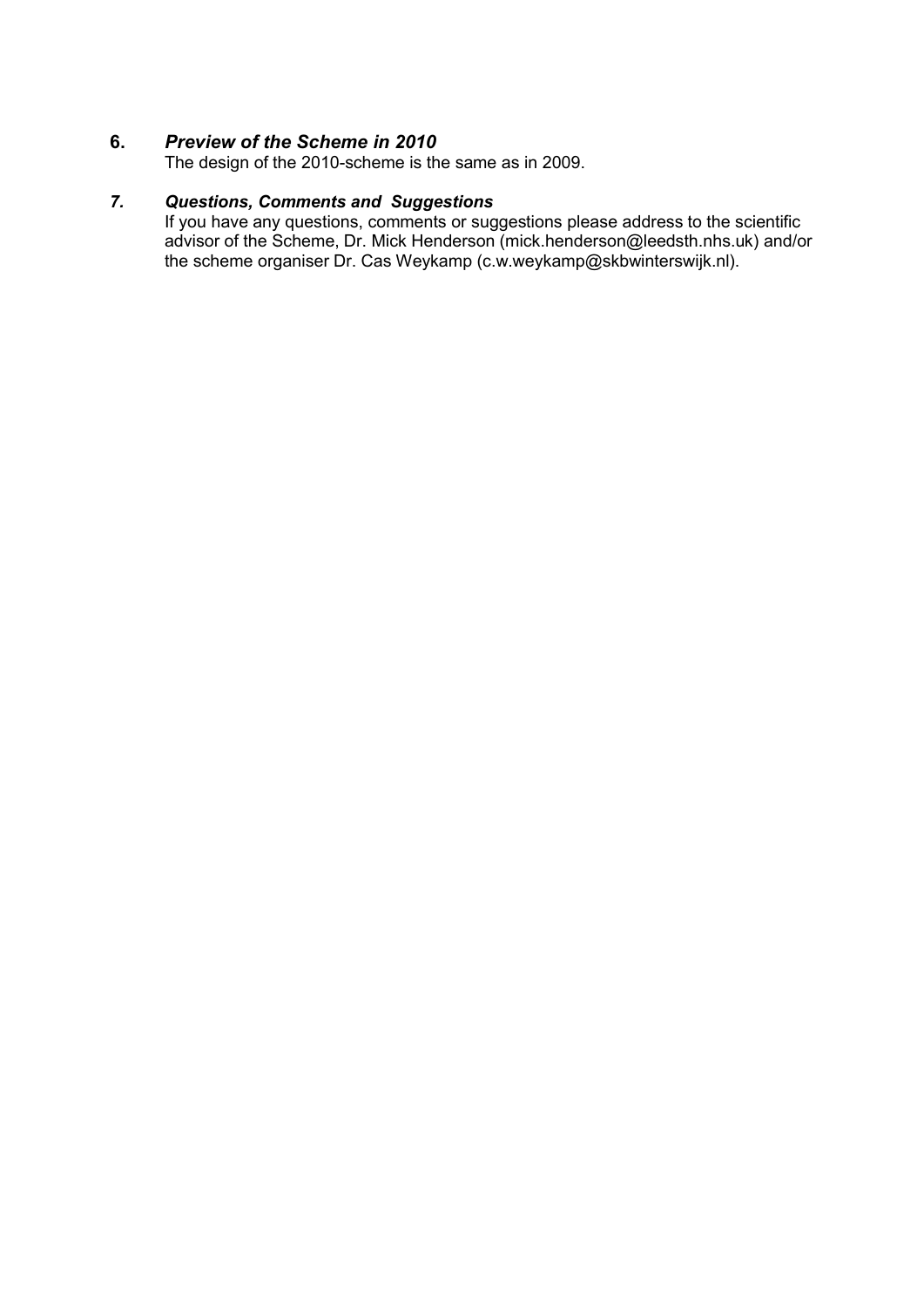## 6. *Preview of the Scheme in 2010*

The design of the 2010-scheme is the same as in 2009.

## *7. Questions, Comments and Suggestions*

If you have any questions, comments or suggestions please address to the scientific advisor of the Scheme, Dr. Mick Henderson (mick.henderson@leedsth.nhs.uk) and/or the scheme organiser Dr. Cas Weykamp (c.w.weykamp@skbwinterswijk.nl).